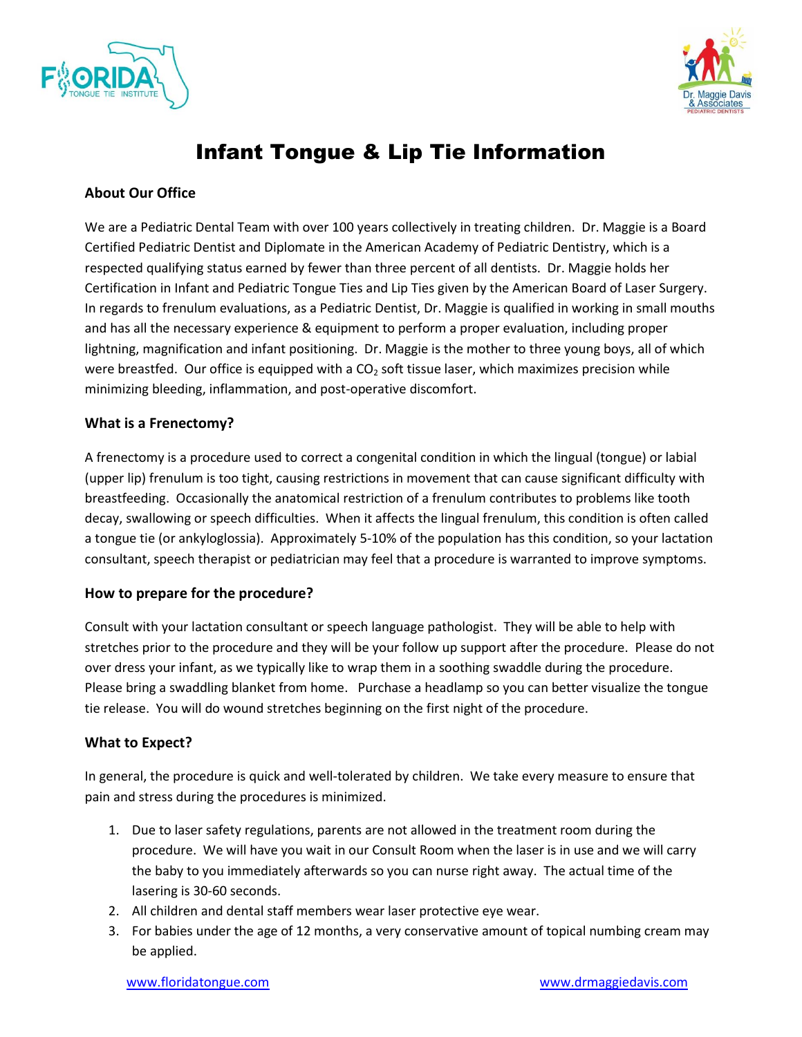# Infant Tongue & Lip Tie Information

### About Our Office

We are a Pediatric Dental Team with over 100 years collectively in treating children. Dr. Maggie is a Board Certified Pediatric Dentist and Diplomate in the American Academy of Pediatric Dentistry, which is a respected qualifying status earned by fewer than three percent of all dentists. Dr. Maggie holds her Certification in Infant and Pediatric Tongue Ties and Lip Ties given by the American Board of Laser Surgery. In regards to frenulum evaluations, as a Pediatric Dentist, Dr. Maggie is qualified in working in small mouths and has all the necessary experience & equipment to perform a proper evaluation, including proper lightning, magnification and infant positioning. Dr. Maggie is the mother to three young boys, all of which were breastfed. Our office is equipped with a $CO_2$ soft tissue laser, which maximizes precision while minimizing bleeding, inflammation, and post-operative discomfort.

### What is a Frenectomy?

A frenectomy is a procedure used to correct a congenital condition in which the lingual (tongue) or labial (upper lip) frenulum is too tight, causing restrictions in movement that can cause significant difficulty with breastfeeding. Occasionally the anatomical restriction of a frenulum contributes to problems like tooth decay, swallowing or speech difficulties. When it affects the lingual frenulum, this condition is often called a tongue tie (or ankyloglossia). Approximately 5-10% of the population has this condition, so your lactation consultant, speech therapist or pediatrician may feel that a procedure is warranted to improve symptoms.

### How to prepare for the procedure?

Consult with your lactation consultant or speech language pathologist. They will be able to help with stretches prior to the procedure and they will be your follow up support after the procedure. Please do not over dress your infant, as we typically like to wrap them in a soothing swaddle during the procedure. Please bring a swaddling blanket from home. Purchase a headlamp so you can better visualize the tongue tie release. You will do wound stretches beginning on the first night of the procedure.

### What to Expect?

In general, the procedure is quick and well-tolerated by children. We take every measure to ensure that pain and stress during the procedures is minimized.

1. Due to laser safety regulations, parents are not allowed in the treatment room during the procedure. We will have you wait in our Consult Room when the laser is in use and we will carry the baby to you immediately afterwards so you can nurse right away. The actual time of the lasering is 30-60 seconds.
2. All children and dental staff members wear laser protective eye wear.
3. For babies under the age of 12 months, a very conservative amount of topical numbing cream may be applied.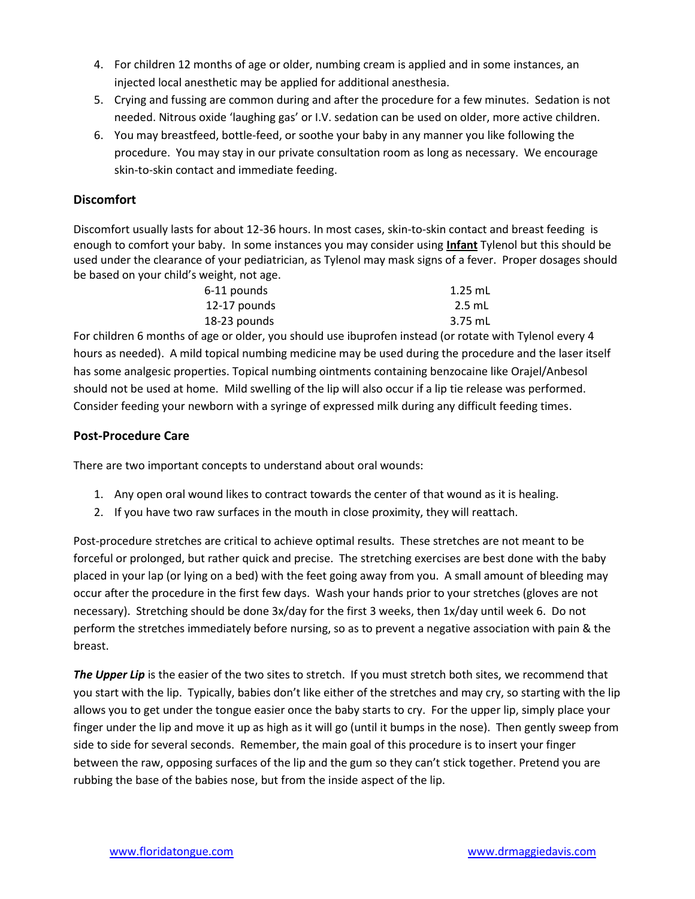4. For children 12 months of age or older, numbing cream is applied and in some instances, an injected local anesthetic may be applied for additional anesthesia.
5. Crying and fussing are common during and after the procedure for a few minutes. Sedation is not needed. Nitrous oxide 'laughing gas' or I.V. sedation can be used on older, more active children.
6. You may breastfeed, bottle-feed, or soothe your baby in any manner you like following the procedure. You may stay in our private consultation room as long as necessary. We encourage skin-to-skin contact and immediate feeding.

### Discomfort

Discomfort usually lasts for about 12-36 hours. In most cases, skin-to-skin contact and breast feeding is enough to comfort your baby. In some instances you may consider using **Infant** Tylenol but this should be used under the clearance of your pediatrician, as Tylenol may mask signs of a fever. Proper dosages should be based on your child's weight, not age.

| | |
|---|---|
| 6-11 pounds | 1.25 mL |
| 12-17 pounds | 2.5 mL |
| 18-23 pounds | 3.75 mL |

For children 6 months of age or older, you should use ibuprofen instead (or rotate with Tylenol every 4 hours as needed). A mild topical numbing medicine may be used during the procedure and the laser itself has some analgesic properties. Topical numbing ointments containing benzocaine like Orajel/Anbesol should not be used at home. Mild swelling of the lip will also occur if a lip tie release was performed. Consider feeding your newborn with a syringe of expressed milk during any difficult feeding times.

### Post-Procedure Care

There are two important concepts to understand about oral wounds:

1. Any open oral wound likes to contract towards the center of that wound as it is healing.
2. If you have two raw surfaces in the mouth in close proximity, they will reattach.

Post-procedure stretches are critical to achieve optimal results. These stretches are not meant to be forceful or prolonged, but rather quick and precise. The stretching exercises are best done with the baby placed in your lap (or lying on a bed) with the feet going away from you. A small amount of bleeding may occur after the procedure in the first few days. Wash your hands prior to your stretches (gloves are not necessary). Stretching should be done 3x/day for the first 3 weeks, then 1x/day until week 6. Do not perform the stretches immediately before nursing, so as to prevent a negative association with pain & the breast.

***The Upper Lip*** is the easier of the two sites to stretch. If you must stretch both sites, we recommend that you start with the lip. Typically, babies don't like either of the stretches and may cry, so starting with the lip allows you to get under the tongue easier once the baby starts to cry. For the upper lip, simply place your finger under the lip and move it up as high as it will go (until it bumps in the nose). Then gently sweep from side to side for several seconds. Remember, the main goal of this procedure is to insert your finger between the raw, opposing surfaces of the lip and the gum so they can't stick together. Pretend you are rubbing the base of the babies nose, but from the inside aspect of the lip.

www.floridatongue.com www.drmaggiedavis.com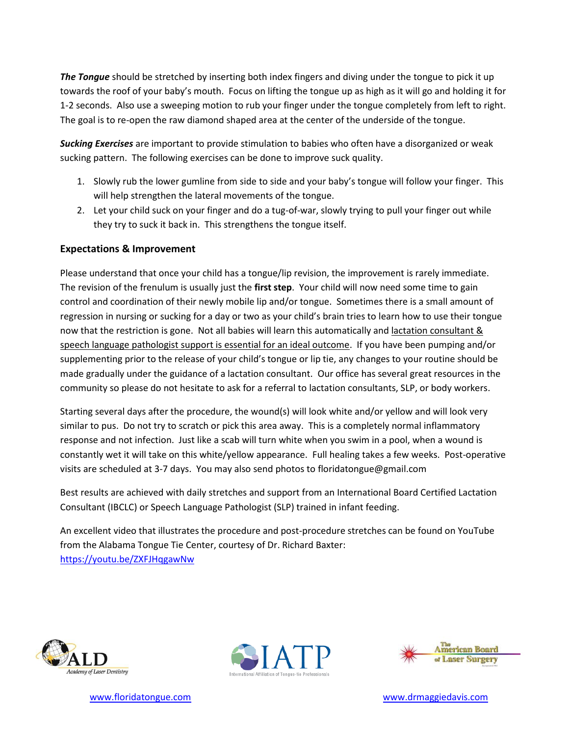***The Tongue*** should be stretched by inserting both index fingers and diving under the tongue to pick it up towards the roof of your baby's mouth. Focus on lifting the tongue up as high as it will go and holding it for 1-2 seconds. Also use a sweeping motion to rub your finger under the tongue completely from left to right. The goal is to re-open the raw diamond shaped area at the center of the underside of the tongue.

***Sucking Exercises*** are important to provide stimulation to babies who often have a disorganized or weak sucking pattern. The following exercises can be done to improve suck quality.

1. Slowly rub the lower gumline from side to side and your baby's tongue will follow your finger. This will help strengthen the lateral movements of the tongue.
2. Let your child suck on your finger and do a tug-of-war, slowly trying to pull your finger out while they try to suck it back in. This strengthens the tongue itself.

## Expectations & Improvement

Please understand that once your child has a tongue/lip revision, the improvement is rarely immediate. The revision of the frenulum is usually just the **first step**. Your child will now need some time to gain control and coordination of their newly mobile lip and/or tongue. Sometimes there is a small amount of regression in nursing or sucking for a day or two as your child's brain tries to learn how to use their tongue now that the restriction is gone. Not all babies will learn this automatically and lactation consultant & speech language pathologist support is essential for an ideal outcome. If you have been pumping and/or supplementing prior to the release of your child's tongue or lip tie, any changes to your routine should be made gradually under the guidance of a lactation consultant. Our office has several great resources in the community so please do not hesitate to ask for a referral to lactation consultants, SLP, or body workers.

Starting several days after the procedure, the wound(s) will look white and/or yellow and will look very similar to pus. Do not try to scratch or pick this area away. This is a completely normal inflammatory response and not infection. Just like a scab will turn white when you swim in a pool, when a wound is constantly wet it will take on this white/yellow appearance. Full healing takes a few weeks. Post-operative visits are scheduled at 3-7 days. You may also send photos to floridatongue@gmail.com

Best results are achieved with daily stretches and support from an International Board Certified Lactation Consultant (IBCLC) or Speech Language Pathologist (SLP) trained in infant feeding.

An excellent video that illustrates the procedure and post-procedure stretches can be found on YouTube from the Alabama Tongue Tie Center, courtesy of Dr. Richard Baxter:
https://youtu.be/ZXFJHqgawNw

ALD Academy of Laser Dentistry

IATP International Affiliation of Tongue-tie Professionals

The American Board of Laser Surgery

www.floridatongue.com

www.drmaggiedavis.com